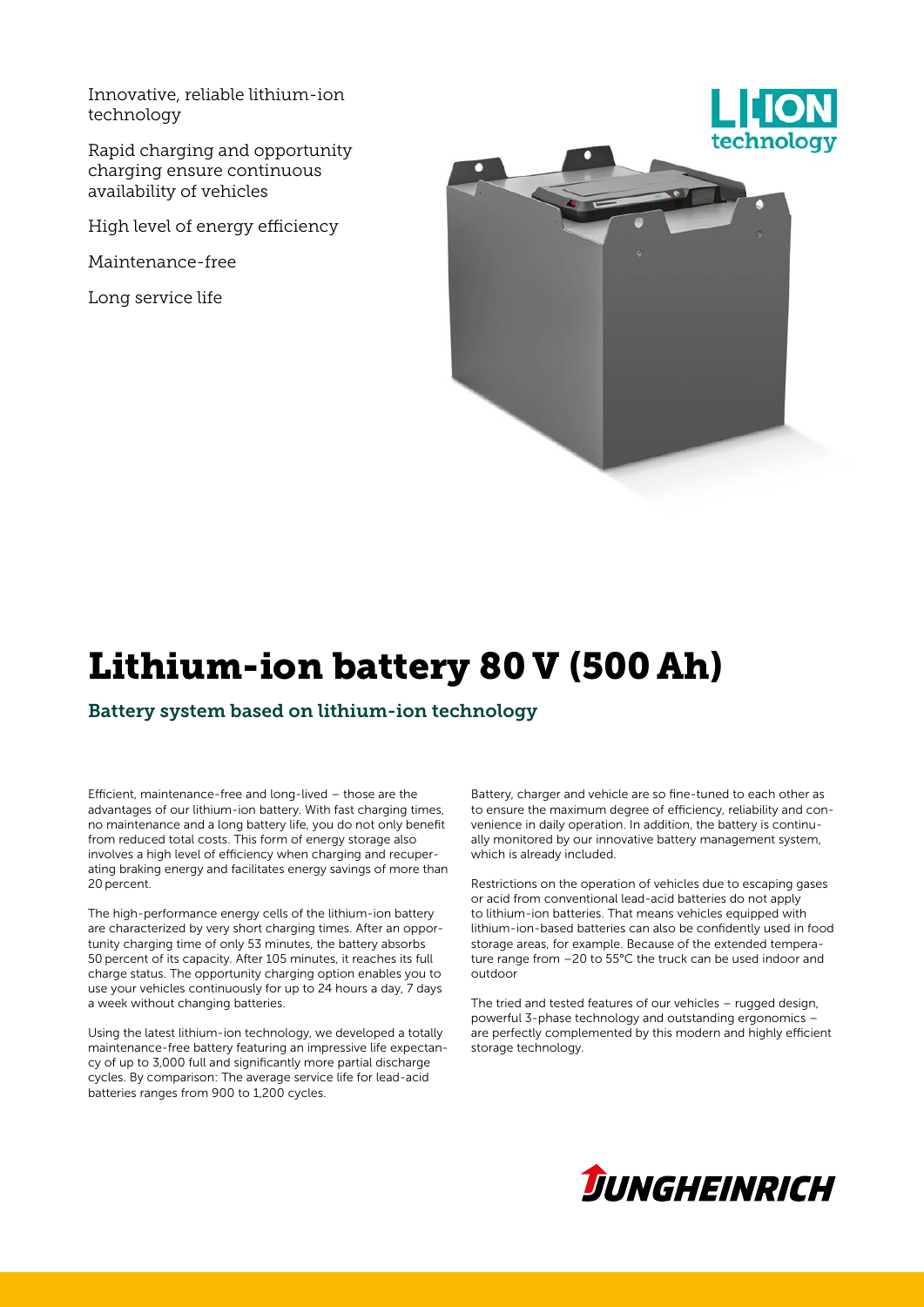Innovative, reliable lithium-ion technology

Rapid charging and opportunity charging ensure continuous availability of vehicles

High level of energy efficiency

Maintenance-free

Long service life

# Lithium-ion battery 80 V (500 Ah)

## Battery system based on lithium-ion technology

Efficient, maintenance-free and long-lived – those are the advantages of our lithium-ion battery. With fast charging times, no maintenance and a long battery life, you do not only benefit from reduced total costs. This form of energy storage also involves a high level of efficiency when charging and recuperating braking energy and facilitates energy savings of more than 20 percent.

The high-performance energy cells of the lithium-ion battery are characterized by very short charging times. After an opportunity charging time of only 53 minutes, the battery absorbs 50 percent of its capacity. After 105 minutes, it reaches its full charge status. The opportunity charging option enables you to use your vehicles continuously for up to 24 hours a day, 7 days a week without changing batteries.

Using the latest lithium-ion technology, we developed a totally maintenance-free battery featuring an impressive life expectancy of up to 3,000 full and significantly more partial discharge cycles. By comparison: The average service life for lead-acid batteries ranges from 900 to 1,200 cycles.

Battery, charger and vehicle are so fine-tuned to each other as to ensure the maximum degree of efficiency, reliability and convenience in daily operation. In addition, the battery is continually monitored by our innovative battery management system, which is already included.

Restrictions on the operation of vehicles due to escaping gases or acid from conventional lead-acid batteries do not apply to lithium-ion batteries. That means vehicles equipped with lithium-ion-based batteries can also be confidently used in food storage areas, for example. Because of the extended temperature range from −20 to 55°C the truck can be used indoor and outdoor

The tried and tested features of our vehicles – rugged design, powerful 3-phase technology and outstanding ergonomics – are perfectly complemented by this modern and highly efficient storage technology.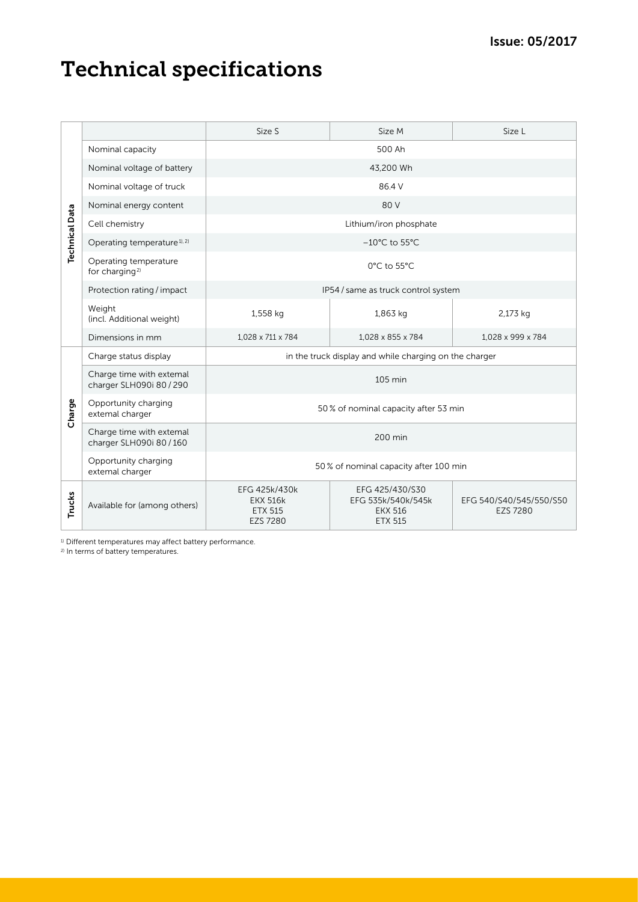# Technical specifications

Issue: 05/2017

| | | Size S | Size M | Size L |
|---|---|---|---|---|
| Technical Data | Nominal capacity | 500 Ah | | |
| | Nominal voltage of battery | 43,200 Wh | | |
| | Nominal voltage of truck | 86.4 V | | |
| | Nominal energy content | 80 V | | |
| | Cell chemistry | Lithium/iron phosphate | | |
| | Operating temperature[1, 2] | –10°C to 55°C | | |
| | Operating temperature for charging[2] | 0°C to 55°C | | |
| | Protection rating / impact | IP54 / same as truck control system | | |
| | Weight (incl. Additional weight) | 1,558 kg | 1,863 kg | 2,173 kg |
| | Dimensions in mm | 1,028 x 711 x 784 | 1,028 x 855 x 784 | 1,028 x 999 x 784 |
| Charge | Charge status display | in the truck display and while charging on the charger | | |
| | Charge time with extemal charger SLH090i 80 / 290 | 105 min | | |
| | Opportunity charging extemal charger | 50 % of nominal capacity after 53 min | | |
| | Charge time with extemal charger SLH090i 80 / 160 | 200 min | | |
| | Opportunity charging external charger | 50 % of nominal capacity after 100 min | | |
| Trucks | Available for (among others) | EFG 425k/430k<br>EKX 516k<br>ETX 515<br>EZS 7280 | EFG 425/430/S30<br>EFG 535k/540k/545k<br>EKX 516<br>ETX 515 | EFG 540/S40/545/550/S50<br>EZS 7280 |

[1] Different temperatures may affect battery performance.
[2] In terms of battery temperatures.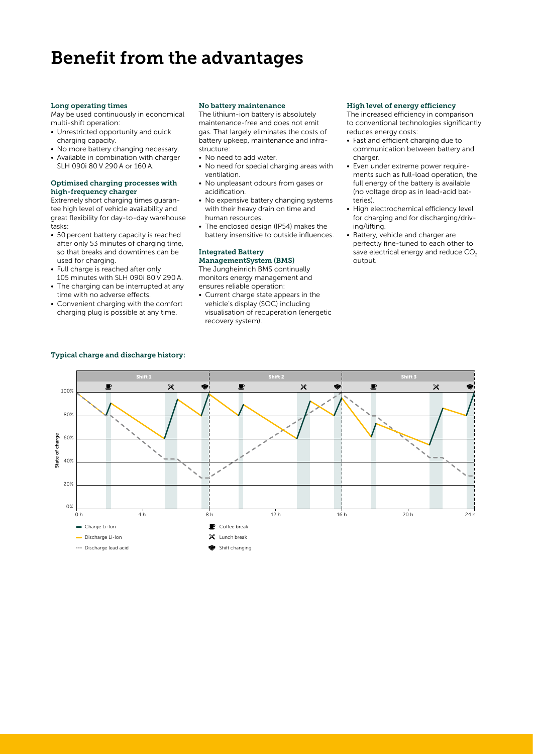# Benefit from the advantages

### Long operating times

May be used continuously in economical multi-shift operation:

- Unrestricted opportunity and quick charging capacity.
- No more battery changing necessary.
- Available in combination with charger SLH 090i 80 V 290 A or 160 A.

### Optimised charging processes with high-frequency charger

Extremely short charging times guarantee high level of vehicle availability and great flexibility for day-to-day warehouse tasks:

- 50 percent battery capacity is reached after only 53 minutes of charging time, so that breaks and downtimes can be used for charging.
- Full charge is reached after only 105 minutes with SLH 090i 80 V 290 A.
- The charging can be interrupted at any time with no adverse effects.
- Convenient charging with the comfort charging plug is possible at any time.

### No battery maintenance

The lithium-ion battery is absolutely maintenance-free and does not emit gas. That largely eliminates the costs of battery upkeep, maintenance and infrastructure:

- No need to add water.
- No need for special charging areas with ventilation.
- No unpleasant odours from gases or acidification.
- No expensive battery changing systems with their heavy drain on time and human resources.
- The enclosed design (IP54) makes the battery insensitive to outside influences.

### Integrated Battery ManagementSystem (BMS)

The Jungheinrich BMS continually monitors energy management and ensures reliable operation:

- Current charge state appears in the vehicle's display (SOC) including visualisation of recuperation (energetic recovery system).

### High level of energy efficiency

The increased efficiency in comparison to conventional technologies significantly reduces energy costs:

- Fast and efficient charging due to communication between battery and charger.
- Even under extreme power requirements such as full-load operation, the full energy of the battery is available (no voltage drop as in lead-acid batteries).
- High electrochemical efficiency level for charging and for discharging/driving/lifting.
- Battery, vehicle and charger are perfectly fine-tuned to each other to save electrical energy and reduce $CO_2$ output.

### Typical charge and discharge history:

Shift 1 | Shift 2 | Shift 3

State of charge: 0%, 20%, 40%, 60%, 80%, 100%

0 h, 4 h, 8 h, 12 h, 16 h, 20 h, 24 h

- Charge Li-Ion
- Discharge Li-Ion
- Discharge lead acid
- Coffee break
- Lunch break
- Shift changing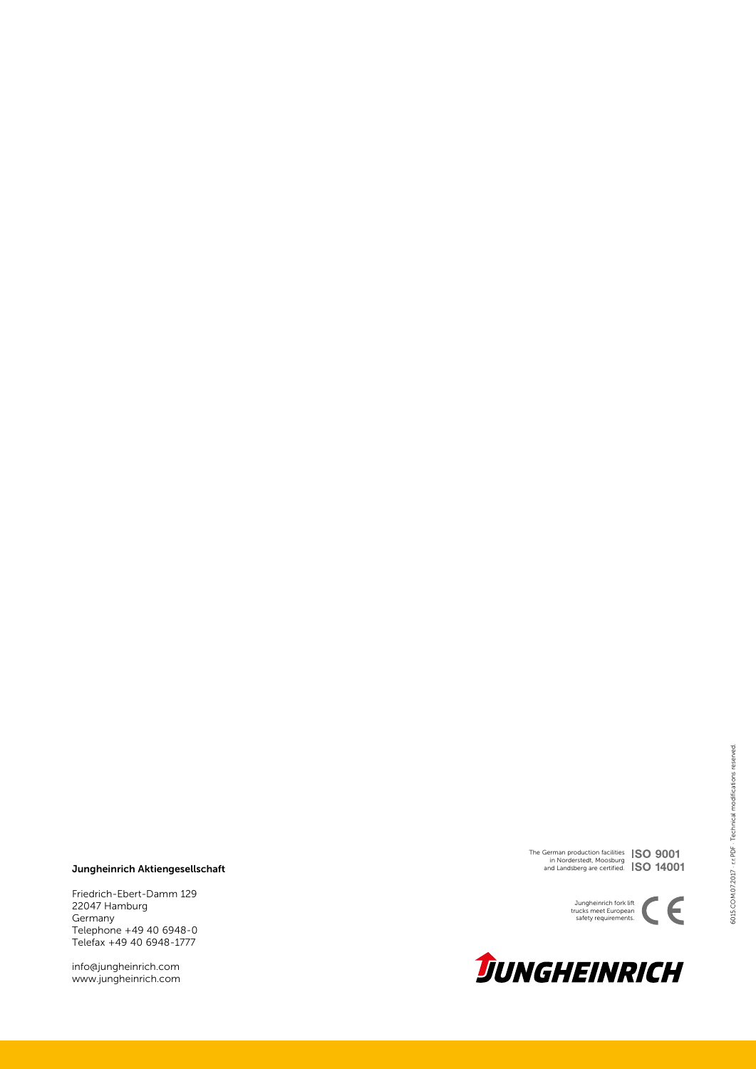**Jungheinrich Aktiengesellschaft**

Friedrich-Ebert-Damm 129
22047 Hamburg
Germany
Telephone +49 40 6948-0
Telefax +49 40 6948-1777

info@jungheinrich.com
www.jungheinrich.com

The German production facilities in Norderstedt, Moosburg and Landsberg are certified. ISO 9001 ISO 14001

Jungheinrich fork lift trucks meet European safety requirements. CE

JUNGHEINRICH

6015.COM.07.2017 · r.r.PDF · Technical modifications reserved.